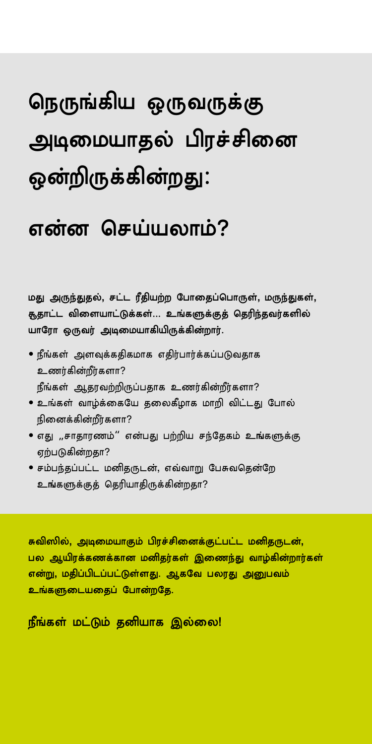# நெருங்கிய ஒருவருக்கு அடிமையாதல் பிரச்சினை ஒன்றிருக்கின்றது:

# என்ன செய்யலாம்?

**மது அருந்துதல், சட்ட ரீதியற்ற போதைப்பொருள், மருந்துகள், சூதாட்ட விளையாட்டுக்கள்... உங்களுக்குத் தெரிந்தவர்களில் யாரோ ஒருவர் அடிமையாகியிருக்கின்றார்.**

- நீங்கள் அளவுக்கதிகமாக எதிர்பார்க்கப்படுவதாக உணர்கின்றீர்களா?
  நீங்கள் ஆதரவற்றிருப்பதாக உணர்கின்றீர்களா?
- உங்கள் வாழ்க்கையே தலைகீழாக மாறி விட்டது போல் நினைக்கின்றீர்களா?
- எது „சாதாரணம்" என்பது பற்றிய சந்தேகம் உங்களுக்கு ஏற்படுகின்றதா?
- சம்பந்தப்பட்ட மனிதருடன், எவ்வாறு பேசுவதென்றே உங்களுக்குத் தெரியாதிருக்கின்றதா?

**சுவிஸில், அடிமையாகும் பிரச்சினைக்குட்பட்ட மனிதருடன், பல ஆயிரக்கணக்கான மனிதர்கள் இணைந்து வாழ்கின்றார்கள் என்று, மதிப்பிடப்பட்டுள்ளது. ஆகவே பலரது அனுபவம் உங்களுடையதைப் போன்றதே.**

**நீங்கள் மட்டும் தனியாக இல்லை!**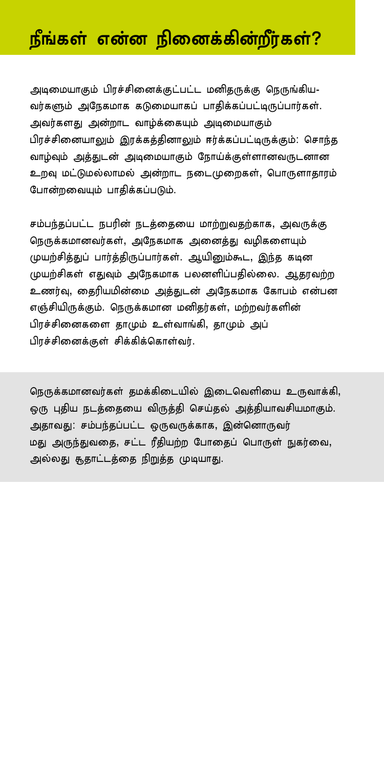# நீங்கள் என்ன நினைக்கின்றீர்கள்?

அடிமையாகும் பிரச்சினைக்குட்பட்ட மனிதருக்கு நெருங்கிய-வர்களும் அநேகமாக கடுமையாகப் பாதிக்கப்பட்டிருப்பார்கள். அவர்களது அன்றாட வாழ்க்கையும் அடிமையாகும் பிரச்சினையாலும் இரக்கத்தினாலும் ஈர்க்கப்பட்டிருக்கும்: சொந்த வாழ்வும் அத்துடன் அடிமையாகும் நோய்க்குள்ளானவருடனான உறவு மட்டுமல்லாமல் அன்றாட நடைமுறைகள், பொருளாதாரம் போன்றவையும் பாதிக்கப்படும்.

சம்பந்தப்பட்ட நபரின் நடத்தையை மாற்றுவதற்காக, அவருக்கு நெருக்கமானவர்கள், அநேகமாக அனைத்து வழிகளையும் முயற்சித்துப் பார்த்திருப்பார்கள். ஆயினும்கூட, இந்த கடின முயற்சிகள் எதுவும் அநேகமாக பலனளிப்பதில்லை. ஆதரவற்ற உணர்வு, தைரியமின்மை அத்துடன் அநேகமாக கோபம் என்பன எஞ்சியிருக்கும். நெருக்கமான மனிதர்கள், மற்றவர்களின் பிரச்சினைகளை தாமும் உள்வாங்கி, தாமும் அப் பிரச்சினைக்குள் சிக்கிக்கொள்வர்.

நெருக்கமானவர்கள் தமக்கிடையில் இடைவெளியை உருவாக்கி, ஒரு புதிய நடத்தையை விருத்தி செய்தல் அத்தியாவசியமாகும். அதாவது: சம்பந்தப்பட்ட ஒருவருக்காக, இன்னொருவர் மது அருந்துவதை, சட்ட ரீதியற்ற போதைப் பொருள் நுகர்வை, அல்லது சூதாட்டத்தை நிறுத்த முடியாது.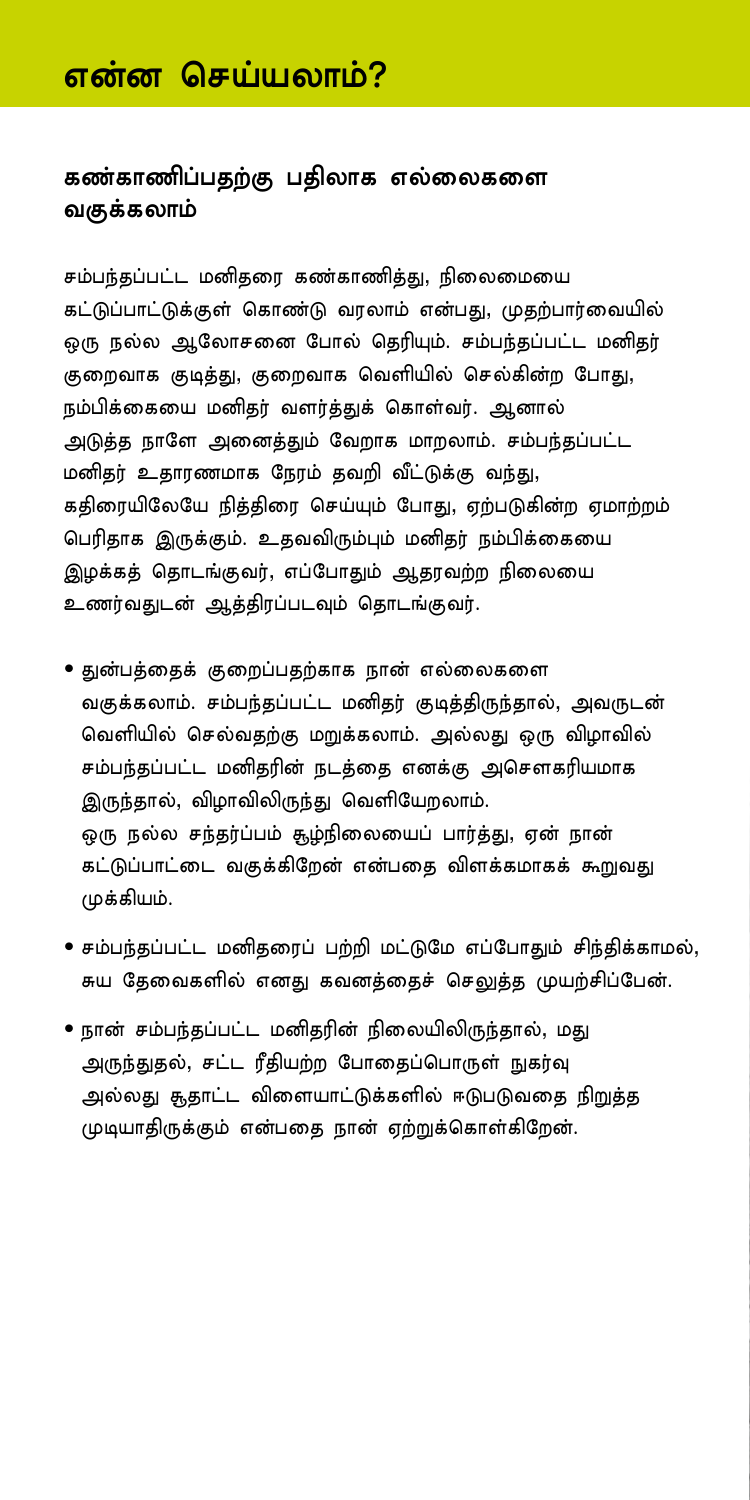# என்ன செய்யலாம்?

## கண்காணிப்பதற்கு பதிலாக எல்லைகளை வகுக்கலாம்

சம்பந்தப்பட்ட மனிதரை கண்காணித்து, நிலைமையை கட்டுப்பாட்டுக்குள் கொண்டு வரலாம் என்பது, முதற்பார்வையில் ஒரு நல்ல ஆலோசனை போல் தெரியும். சம்பந்தப்பட்ட மனிதர் குறைவாக குடித்து, குறைவாக வெளியில் செல்கின்ற போது, நம்பிக்கையை மனிதர் வளர்த்துக் கொள்வர். ஆனால் அடுத்த நாளே அனைத்தும் வேறாக மாறலாம். சம்பந்தப்பட்ட மனிதர் உதாரணமாக நேரம் தவறி வீட்டுக்கு வந்து, கதிரையிலேயே நித்திரை செய்யும் போது, ஏற்படுகின்ற ஏமாற்றம் பெரிதாக இருக்கும். உதவிரும்பும் மனிதர் நம்பிக்கையை இழக்கத் தொடங்குவர், எப்போதும் ஆதரவற்ற நிலையை உணர்வதுடன் ஆத்திரப்படவும் தொடங்குவர்.

- துன்பத்தைக் குறைப்பதற்காக நான் எல்லைகளை வகுக்கலாம். சம்பந்தப்பட்ட மனிதர் குடித்திருந்தால், அவருடன் வெளியில் செல்வதற்கு மறுக்கலாம். அல்லது ஒரு விழாவில் சம்பந்தப்பட்ட மனிதரின் நடத்தை எனக்கு அசௌகரியமாக இருந்தால், விழாவிலிருந்து வெளியேறலாம்.
  ஒரு நல்ல சந்தர்ப்பம் சூழ்நிலையைப் பார்த்து, ஏன் நான் கட்டுப்பாட்டை வகுக்கிறேன் என்பதை விளக்கமாகக் கூறுவது முக்கியம்.
- சம்பந்தப்பட்ட மனிதரைப் பற்றி மட்டுமே எப்போதும் சிந்திக்காமல், சுய தேவைகளில் எனது கவனத்தைச் செலுத்த முயற்சிப்பேன்.
- நான் சம்பந்தப்பட்ட மனிதரின் நிலையிலிருந்தால், மது அருந்துதல், சட்ட ரீதியற்ற போதைப்பொருள் நுகர்வு அல்லது சூதாட்ட விளையாட்டுக்களில் ஈடுபடுவதை நிறுத்த முடியாதிருக்கும் என்பதை நான் ஏற்றுக்கொள்கிறேன்.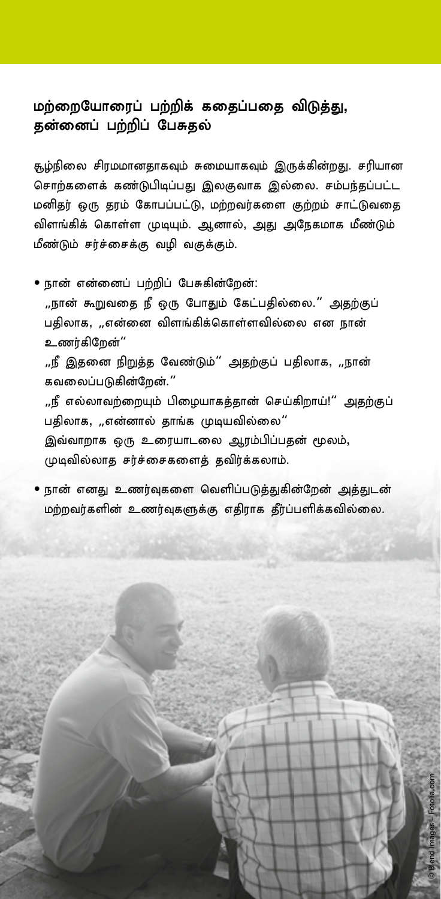## மற்றையோரைப் பற்றிக் கதைப்பதை விடுத்து, தன்னைப் பற்றிப் பேசுதல்

சூழ்நிலை சிரமமானதாகவும் சுமையாகவும் இருக்கின்றது. சரியான சொற்களைக் கண்டுபிடிப்பது இலகுவாக இல்லை. சம்பந்தப்பட்ட மனிதர் ஒரு தரம் கோபப்பட்டு, மற்றவர்களை குற்றம் சாட்டுவதை விளங்கிக் கொள்ள முடியும். ஆனால், அது அநேகமாக மீண்டும் மீண்டும் சர்ச்சைக்கு வழி வகுக்கும்.

- நான் என்னைப் பற்றிப் பேசுகின்றேன்:
  „நான் கூறுவதை நீ ஒரு போதும் கேட்பதில்லை." அதற்குப் பதிலாக, „என்னை விளங்கிக்கொள்ளவில்லை என நான் உணர்கிறேன்"
  „நீ இதனை நிறுத்த வேண்டும்" அதற்குப் பதிலாக, „நான் கவலைப்படுகின்றேன்."
  „நீ எல்லாவற்றையும் பிழையாகத்தான் செய்கிறாய்!" அதற்குப் பதிலாக, „என்னால் தாங்க முடியவில்லை"
  இவ்வாறாக ஒரு உரையாடலை ஆரம்பிப்பதன் மூலம், முடிவில்லாத சர்ச்சைகளைத் தவிர்க்கலாம்.
- நான் எனது உணர்வுகளை வெளிப்படுத்துகின்றேன் அத்துடன் மற்றவர்களின் உணர்வுகளுக்கு எதிராக தீர்ப்பளிக்கவில்லை.

© Blend Images – Fotolia.com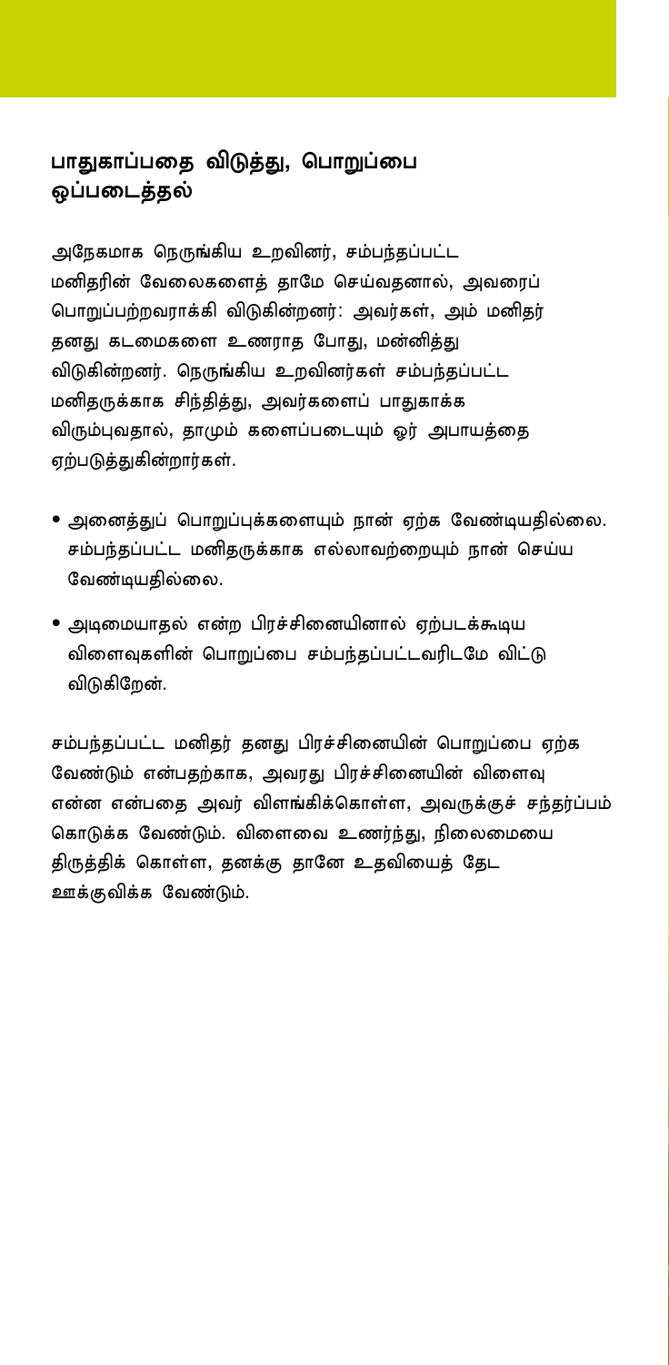## பாதுகாப்பதை விடுத்து, பொறுப்பை ஒப்படைத்தல்

அநேகமாக நெருங்கிய உறவினர், சம்பந்தப்பட்ட மனிதரின் வேலைகளைத் தாமே செய்வதனால், அவரைப் பொறுப்பற்றவராக்கி விடுகின்றனர்: அவர்கள், அம் மனிதர் தனது கடமைகளை உணராத போது, மன்னித்து விடுகின்றனர். நெருங்கிய உறவினர்கள் சம்பந்தப்பட்ட மனிதருக்காக சிந்தித்து, அவர்களைப் பாதுகாக்க விரும்புவதால், தாமும் களைப்படையும் ஓர் அபாயத்தை ஏற்படுத்துகின்றார்கள்.

- அனைத்துப் பொறுப்புக்களையும் நான் ஏற்க வேண்டியதில்லை. சம்பந்தப்பட்ட மனிதருக்காக எல்லாவற்றையும் நான் செய்ய வேண்டியதில்லை.
- அடிமையாதல் என்ற பிரச்சினையினால் ஏற்படக்கூடிய விளைவுகளின் பொறுப்பை சம்பந்தப்பட்டவரிடமே விட்டு விடுகிறேன்.

சம்பந்தப்பட்ட மனிதர் தனது பிரச்சினையின் பொறுப்பை ஏற்க வேண்டும் என்பதற்காக, அவரது பிரச்சினையின் விளைவு என்ன என்பதை அவர் விளங்கிக்கொள்ள, அவருக்குச் சந்தர்ப்பம் கொடுக்க வேண்டும். விளைவை உணர்ந்து, நிலைமையை திருத்திக் கொள்ள, தனக்கு தானே உதவியைத் தேட ஊக்குவிக்க வேண்டும்.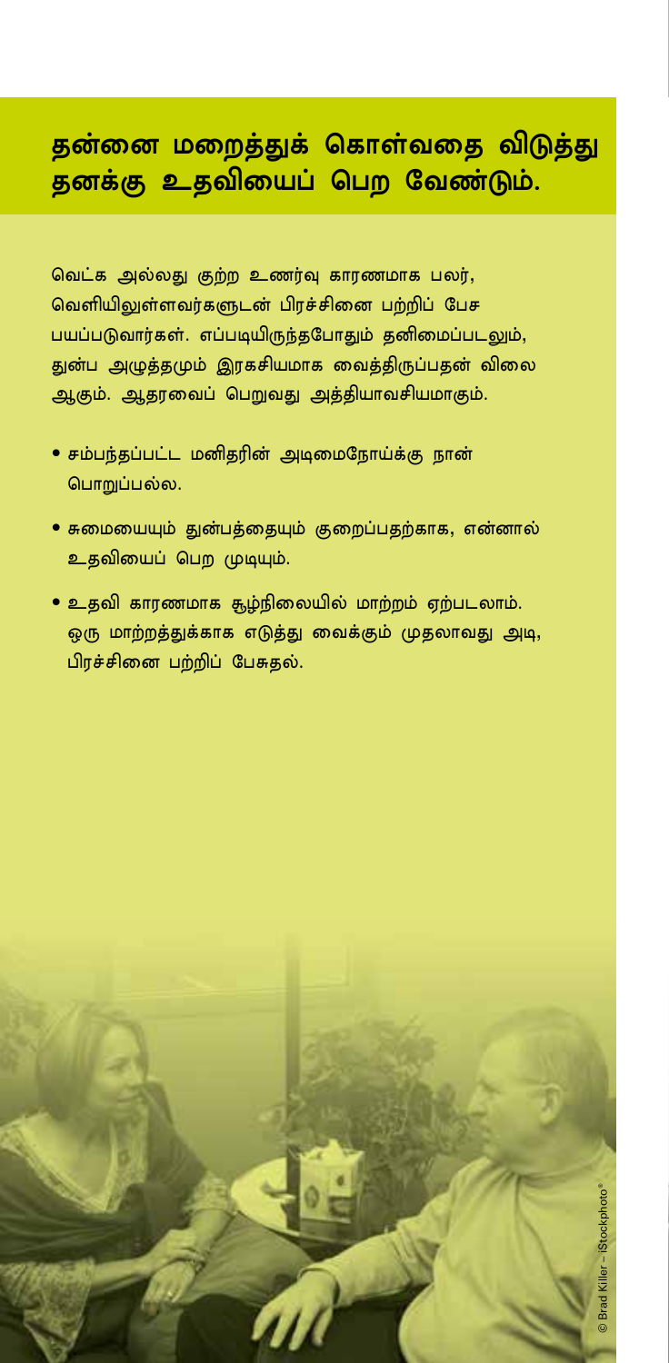# தன்னை மறைத்துக் கொள்வதை விடுத்து தனக்கு உதவியைப் பெற வேண்டும்.

வெட்க அல்லது குற்ற உணர்வு காரணமாக பலர், வெளியிலுள்ளவர்களுடன் பிரச்சினை பற்றிப் பேச பயப்படுவார்கள். எப்படியிருந்தபோதும் தனிமைப்படலும், துன்ப அழுத்தமும் இரகசியமாக வைத்திருப்பதன் விலை ஆகும். ஆதரவைப் பெறுவது அத்தியாவசியமாகும்.

- சம்பந்தப்பட்ட மனிதரின் அடிமைநோய்க்கு நான் பொறுப்பல்ல.
- சுமையையும் துன்பத்தையும் குறைப்பதற்காக, என்னால் உதவியைப் பெற முடியும்.
- உதவி காரணமாக சூழ்நிலையில் மாற்றம் ஏற்படலாம். ஒரு மாற்றத்துக்காக எடுத்து வைக்கும் முதலாவது அடி, பிரச்சினை பற்றிப் பேசுதல்.

© Brad Killer – iStockphoto®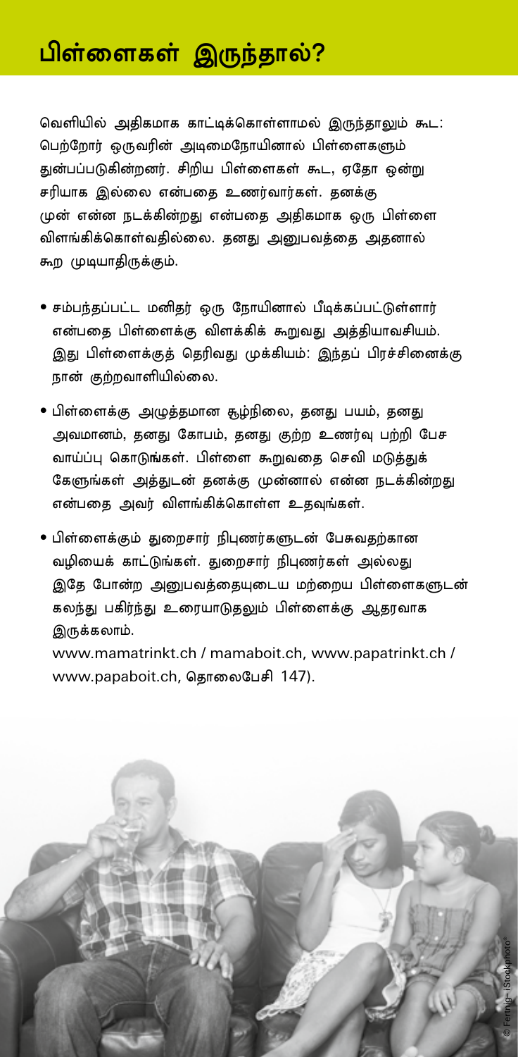# பிள்ளைகள் இருந்தால்?

வெளியில் அதிகமாக காட்டிக்கொள்ளாமல் இருந்தாலும் கூட: பெற்றோர் ஒருவரின் அடிமைநோயினால் பிள்ளைகளும் துன்பப்படுகின்றனர். சிறிய பிள்ளைகள் கூட, ஏதோ ஒன்று சரியாக இல்லை என்பதை உணர்வார்கள். தனக்கு முன் என்ன நடக்கின்றது என்பதை அதிகமாக ஒரு பிள்ளை விளங்கிக்கொள்வதில்லை. தனது அனுபவத்தை அதனால் கூற முடியாதிருக்கும்.

- சம்பந்தப்பட்ட மனிதர் ஒரு நோயினால் பீடிக்கப்பட்டுள்ளார் என்பதை பிள்ளைக்கு விளக்கிக் கூறுவது அத்தியாவசியம். இது பிள்ளைக்குத் தெரிவது முக்கியம்: இந்தப் பிரச்சினைக்கு நான் குற்றவாளியில்லை.
- பிள்ளைக்கு அழுத்தமான சூழ்நிலை, தனது பயம், தனது அவமானம், தனது கோபம், தனது குற்ற உணர்வு பற்றி பேச வாய்ப்பு கொடுங்கள். பிள்ளை கூறுவதை செவி மடுத்துக் கேளுங்கள் அத்துடன் தனக்கு முன்னால் என்ன நடக்கின்றது என்பதை அவர் விளங்கிக்கொள்ள உதவுங்கள்.
- பிள்ளைக்கும் துறைசார் நிபுணர்களுடன் பேசுவதற்கான வழியைக் காட்டுங்கள். துறைசார் நிபுணர்கள் அல்லது இதே போன்ற அனுபவத்தையுடைய மற்றைய பிள்ளைகளுடன் கலந்து பகிர்ந்து உரையாடுதலும் பிள்ளைக்கு ஆதரவாக இருக்கலாம்.

  www.mamatrinkt.ch / mamaboit.ch, www.papatrinkt.ch / www.papaboit.ch, தொலைபேசி 147).

© Fertnig–iStockphoto®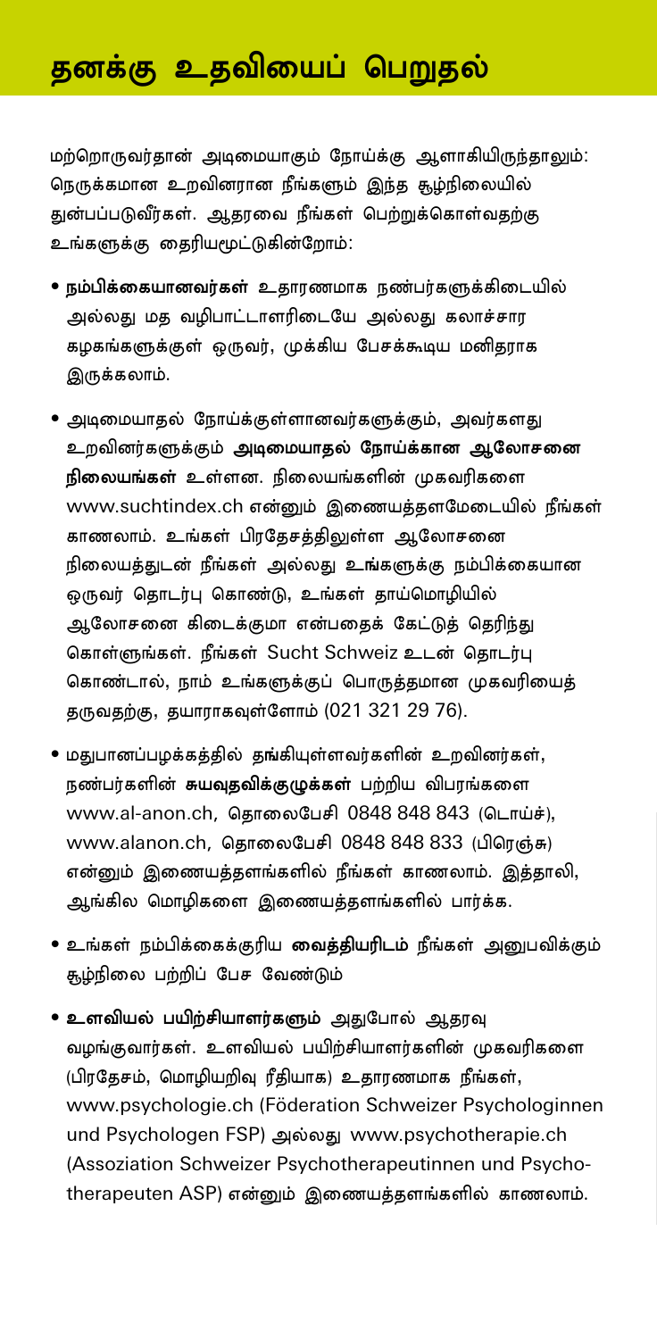# தனக்கு உதவியைப் பெறுதல்

மற்றொருவர்தான் அடிமையாகும் நோய்க்கு ஆளாகியிருந்தாலும்: நெருக்கமான உறவினரான நீங்களும் இந்த சூழ்நிலையில் துன்பப்படுவீர்கள். ஆதரவை நீங்கள் பெற்றுக்கொள்வதற்கு உங்களுக்கு தைரியமூட்டுகின்றோம்:

- **நம்பிக்கையானவர்கள்** உதாரணமாக நண்பர்களுக்கிடையில் அல்லது மத வழிபாட்டாளரிடையே அல்லது கலாச்சார கழகங்களுக்குள் ஒருவர், முக்கிய பேசக்கூடிய மனிதராக இருக்கலாம்.
- அடிமையாதல் நோய்க்குள்ளானவர்களுக்கும், அவர்களது உறவினர்களுக்கும் **அடிமையாதல் நோய்க்கான ஆலோசனை நிலையங்கள்** உள்ளன. நிலையங்களின் முகவரிகளை www.suchtindex.ch என்னும் இணையத்தளமேடையில் நீங்கள் காணலாம். உங்கள் பிரதேசத்திலுள்ள ஆலோசனை நிலையத்துடன் நீங்கள் அல்லது உங்களுக்கு நம்பிக்கையான ஒருவர் தொடர்பு கொண்டு, உங்கள் தாய்மொழியில் ஆலோசனை கிடைக்குமா என்பதைக் கேட்டுத் தெரிந்து கொள்ளுங்கள். நீங்கள் Sucht Schweiz உடன் தொடர்பு கொண்டால், நாம் உங்களுக்குப் பொருத்தமான முகவரியைத் தருவதற்கு, தயாராகவுள்ளோம் (021 321 29 76).
- மதுபானப்பழக்கத்தில் தங்கியுள்ளவர்களின் உறவினர்கள், நண்பர்களின் **சுயவுதவிக்குழுக்கள்** பற்றிய விபரங்களை www.al-anon.ch, தொலைபேசி 0848 848 843 (டொய்ச்), www.alanon.ch, தொலைபேசி 0848 848 833 (பிரெஞ்சு) என்னும் இணையத்தளங்களில் நீங்கள் காணலாம். இத்தாலி, ஆங்கில மொழிகளை இணையத்தளங்களில் பார்க்க.
- உங்கள் நம்பிக்கைக்குரிய **வைத்தியரிடம்** நீங்கள் அனுபவிக்கும் சூழ்நிலை பற்றிப் பேச வேண்டும்
- **உளவியல் பயிற்சியாளர்களும்** அதுபோல் ஆதரவு வழங்குவார்கள். உளவியல் பயிற்சியாளர்களின் முகவரிகளை (பிரதேசம், மொழியறிவு ரீதியாக) உதாரணமாக நீங்கள், www.psychologie.ch (Föderation Schweizer Psychologinnen und Psychologen FSP) அல்லது www.psychotherapie.ch (Assoziation Schweizer Psychotherapeutinnen und Psychotherapeuten ASP) என்னும் இணையத்தளங்களில் காணலாம்.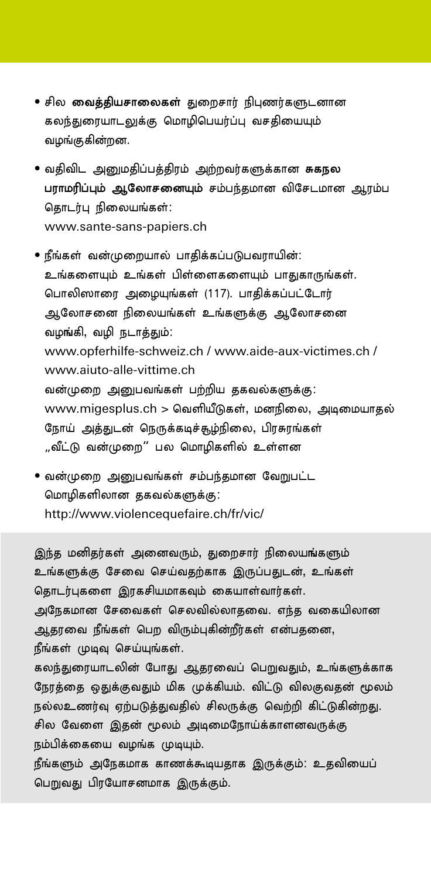- சில **வைத்தியசாலைகள்** துறைசார் நிபுணர்களுடனான கலந்துரையாடலுக்கு மொழிபெயர்ப்பு வசதியையும் வழங்குகின்றன.

- வதிவிட அனுமதிப்பத்திரம் அற்றவர்களுக்கான **சுகநல பராமரிப்பும் ஆலோசனையும்** சம்பந்தமான விசேடமான ஆரம்ப தொடர்பு நிலையங்கள்:
  www.sante-sans-papiers.ch

- நீங்கள் வன்முறையால் பாதிக்கப்படுபவராயின்: உங்களையும் உங்கள் பிள்ளைகளையும் பாதுகாருங்கள். பொலிஸாரை அழையுங்கள் (117). பாதிக்கப்பட்டோர் ஆலோசனை நிலையங்கள் உங்களுக்கு ஆலோசனை வழங்கி, வழி நடாத்தும்:
  www.opferhilfe-schweiz.ch / www.aide-aux-victimes.ch / www.aiuto-alle-vittime.ch
  வன்முறை அனுபவங்கள் பற்றிய தகவல்களுக்கு:
  www.migesplus.ch > வெளியீடுகள், மனநிலை, அடிமையாதல் நோய் அத்துடன் நெருக்கடிச்சூழ்நிலை, பிரசுரங்கள் „வீட்டு வன்முறை" பல மொழிகளில் உள்ளன

- வன்முறை அனுபவங்கள் சம்பந்தமான வேறுபட்ட மொழிகளிலான தகவல்களுக்கு:
  http://www.violencequefaire.ch/fr/vic/

இந்த மனிதர்கள் அனைவரும், துறைசார் நிலையங்களும் உங்களுக்கு சேவை செய்வதற்காக இருப்பதுடன், உங்கள் தொடர்புகளை இரகசியமாகவும் கையாள்வார்கள். அநேகமான சேவைகள் செலவில்லாதவை. எந்த வகையிலான ஆதரவை நீங்கள் பெற விரும்புகின்றீர்கள் என்பதனை, நீங்கள் முடிவு செய்யுங்கள்.
கலந்துரையாடலின் போது ஆதரவைப் பெறுவதும், உங்களுக்காக நேரத்தை ஒதுக்குவதும் மிக முக்கியம். விட்டு விலகுவதன் மூலம் நல்லஉணர்வு ஏற்படுத்துவதில் சிலருக்கு வெற்றி கிட்டுகின்றது. சில வேளை இதன் மூலம் அடிமைநோய்க்காளனவருக்கு நம்பிக்கையை வழங்க முடியும்.
நீங்களும் அநேகமாக காணக்கூடியதாக இருக்கும்: உதவியைப் பெறுவது பிரயோசனமாக இருக்கும்.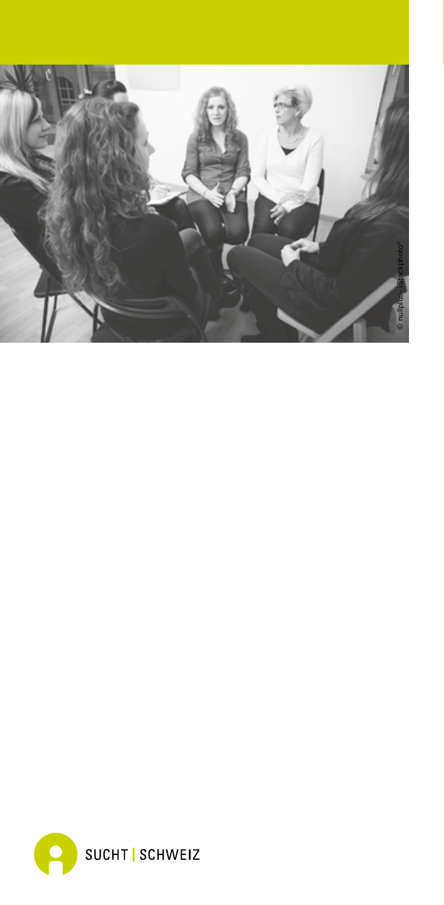© nullplus– iStockphoto®

SUCHT | SCHWEIZ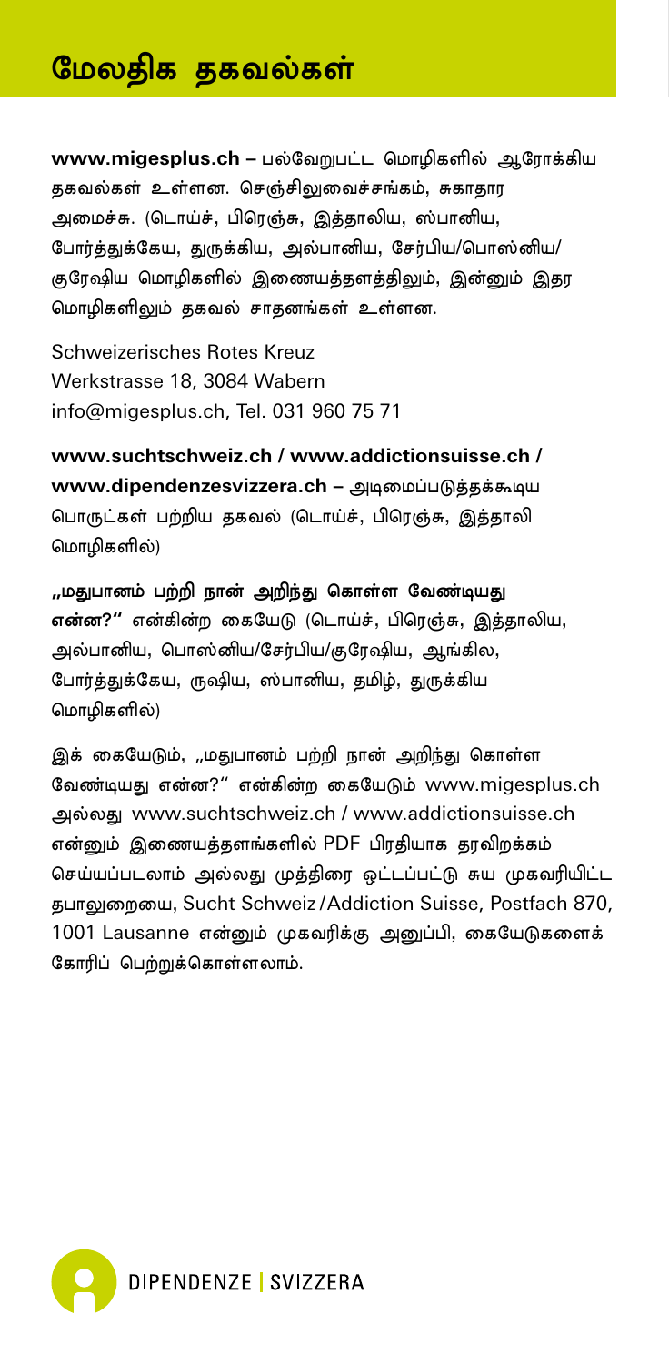# மேலதிக தகவல்கள்

**www.migesplus.ch –** பல்வேறுபட்ட மொழிகளில் ஆரோக்கிய தகவல்கள் உள்ளன. செஞ்சிலுவைச்சங்கம், சுகாதார அமைச்சு. (டொய்ச், பிரெஞ்சு, இத்தாலிய, ஸ்பானிய, போர்த்துக்கேய, துருக்கிய, அல்பானிய, சேர்பிய/பொஸ்னிய/குரேஷிய மொழிகளில் இணையத்தளத்திலும், இன்னும் இதர மொழிகளிலும் தகவல் சாதனங்கள் உள்ளன.

Schweizerisches Rotes Kreuz
Werkstrasse 18, 3084 Wabern
info@migesplus.ch, Tel. 031 960 75 71

**www.suchtschweiz.ch / www.addictionsuisse.ch / www.dipendenzesvizzera.ch –** அடிமைப்படுத்தக்கூடிய பொருட்கள் பற்றிய தகவல் (டொய்ச், பிரெஞ்சு, இத்தாலி மொழிகளில்)

**„மதுபானம் பற்றி நான் அறிந்து கொள்ள வேண்டியது என்ன?"** என்கின்ற கையேடு (டொய்ச், பிரெஞ்சு, இத்தாலிய, அல்பானிய, பொஸ்னிய/சேர்பிய/குரேஷிய, ஆங்கில, போர்த்துக்கேய, ருஷிய, ஸ்பானிய, தமிழ், துருக்கிய மொழிகளில்)

இக் கையேடும், „மதுபானம் பற்றி நான் அறிந்து கொள்ள வேண்டியது என்ன?" என்கின்ற கையேடும் www.migesplus.ch அல்லது www.suchtschweiz.ch / www.addictionsuisse.ch என்னும் இணையத்தளங்களில் PDF பிரதியாக தரவிறக்கம் செய்யப்படலாம் அல்லது முத்திரை ஒட்டப்பட்டு சுய முகவரியிட்ட தபாலுறையை, Sucht Schweiz / Addiction Suisse, Postfach 870, 1001 Lausanne என்னும் முகவரிக்கு அனுப்பி, கையேடுகளைக் கோரிப் பெற்றுக்கொள்ளலாம்.

DIPENDENZE | SVIZZERA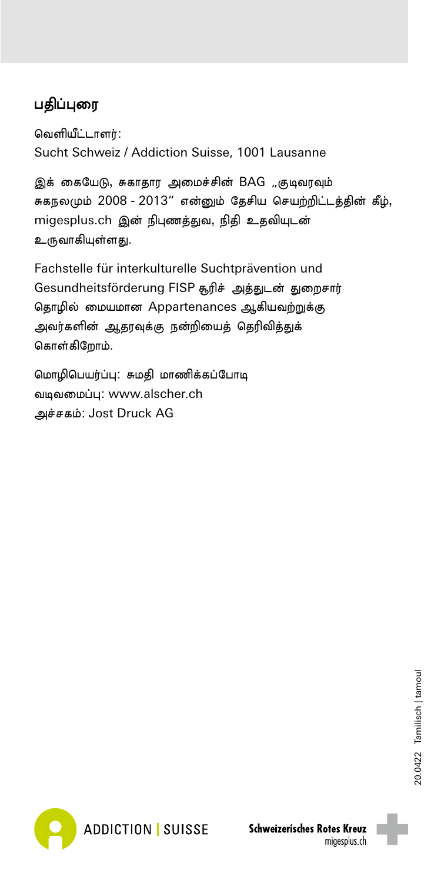## பதிப்புரை

வெளியீட்டாளர்:
Sucht Schweiz / Addiction Suisse, 1001 Lausanne

இக் கையேடு, சுகாதார அமைச்சின் BAG „குடிவரவும் சுகநலமும் 2008 - 2013“ என்னும் தேசிய செயற்றிட்டத்தின் கீழ், migesplus.ch இன் நிபுணத்துவ, நிதி உதவியுடன் உருவாகியுள்ளது.

Fachstelle für interkulturelle Suchtprävention und Gesundheitsförderung FISP சூரிச் அத்துடன் துறைசார் தொழில் மையமான Appartenances ஆகியவற்றுக்கு அவர்களின் ஆதரவுக்கு நன்றியைத் தெரிவித்துக் கொள்கிறோம்.

மொழிபெயர்ப்பு: சுமதி மாணிக்கப்போடி
வடிவமைப்பு: www.alscher.ch
அச்சகம்: Jost Druck AG

20.0422 Tamilisch | tamoul

ADDICTION | SUISSE

Schweizerisches Rotes Kreuz
migesplus.ch